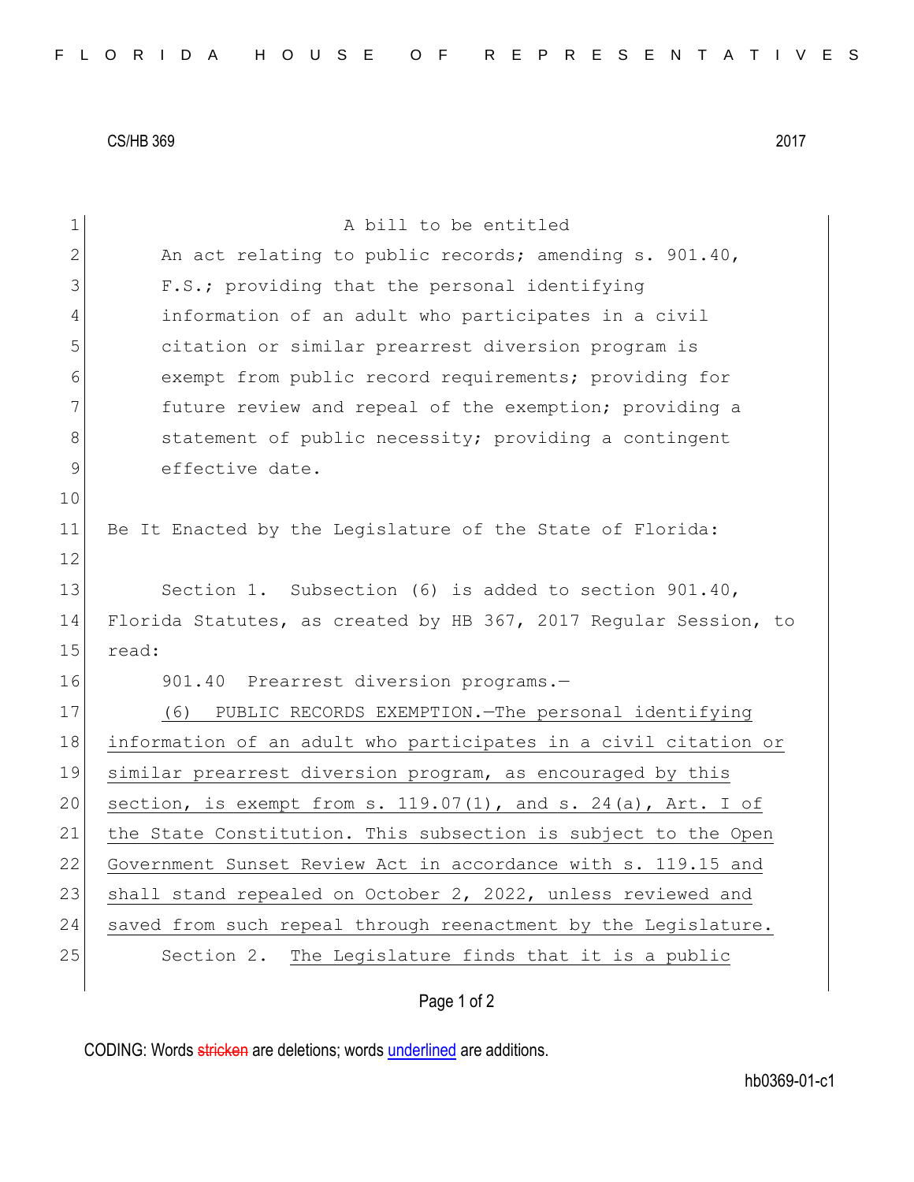CS/HB 369 2017

A bill to be entitled

An act relating to public records; amending s. 901.40, F.S.; providing that the personal identifying information of an adult who participates in a civil citation or similar prearrest diversion program is exempt from public record requirements; providing for future review and repeal of the exemption; providing a statement of public necessity; providing a contingent effective date.

Be It Enacted by the Legislature of the State of Florida:

Section 1. Subsection (6) is added to section 901.40, Florida Statutes, as created by HB 367, 2017 Regular Session, to read:

901.40 Prearrest diversion programs.—

(6) PUBLIC RECORDS EXEMPTION.—The personal identifying information of an adult who participates in a civil citation or similar prearrest diversion program, as encouraged by this section, is exempt from s. 119.07(1), and s. 24(a), Art. I of the State Constitution. This subsection is subject to the Open Government Sunset Review Act in accordance with s. 119.15 and shall stand repealed on October 2, 2022, unless reviewed and saved from such repeal through reenactment by the Legislature.

Section 2. The Legislature finds that it is a public

CODING: Words ~~stricken~~ are deletions; words underlined are additions.

hb0369-01-c1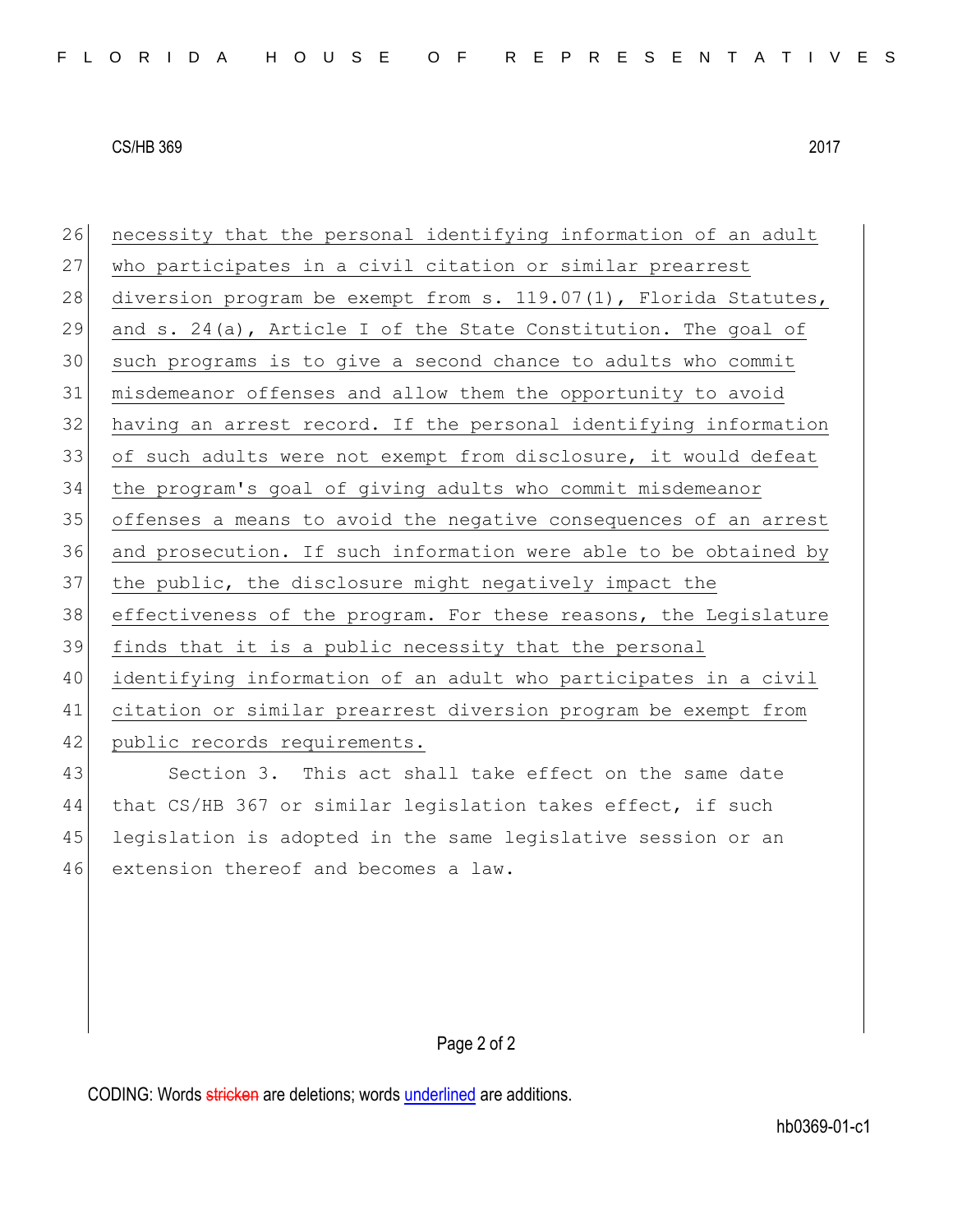necessity that the personal identifying information of an adult who participates in a civil citation or similar prearrest diversion program be exempt from s. 119.07(1), Florida Statutes, and s. 24(a), Article I of the State Constitution. The goal of such programs is to give a second chance to adults who commit misdemeanor offenses and allow them the opportunity to avoid having an arrest record. If the personal identifying information of such adults were not exempt from disclosure, it would defeat the program's goal of giving adults who commit misdemeanor offenses a means to avoid the negative consequences of an arrest and prosecution. If such information were able to be obtained by the public, the disclosure might negatively impact the effectiveness of the program. For these reasons, the Legislature finds that it is a public necessity that the personal identifying information of an adult who participates in a civil citation or similar prearrest diversion program be exempt from public records requirements.

Section 3. This act shall take effect on the same date that CS/HB 367 or similar legislation takes effect, if such legislation is adopted in the same legislative session or an extension thereof and becomes a law.